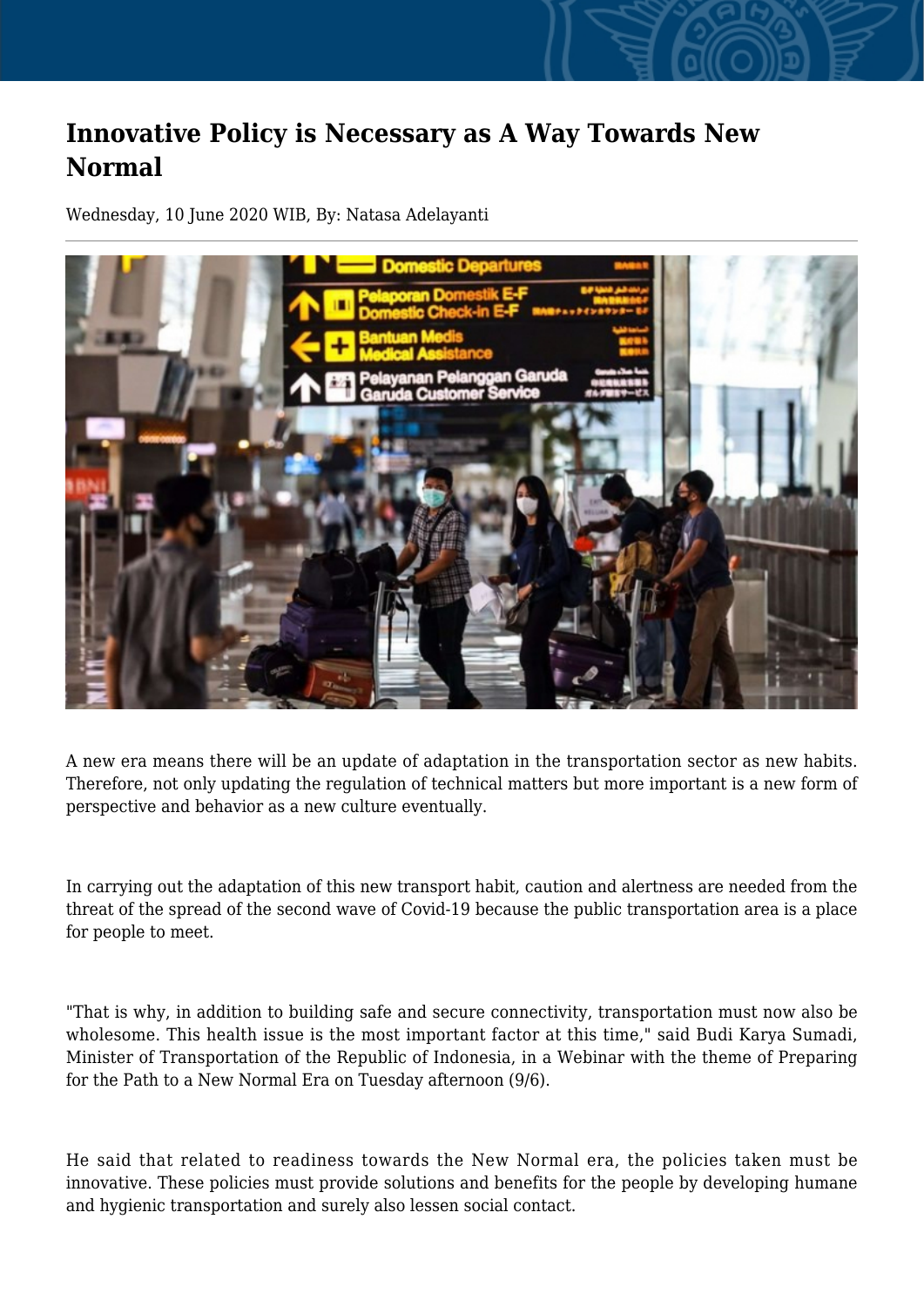# Innovative Policy is Necessary as A Way Towards New Normal

Wednesday, 10 June 2020 WIB, By: Natasa Adelayanti

---

A new era means there will be an update of adaptation in the transportation sector as new habits. Therefore, not only updating the regulation of technical matters but more important is a new form of perspective and behavior as a new culture eventually.

In carrying out the adaptation of this new transport habit, caution and alertness are needed from the threat of the spread of the second wave of Covid-19 because the public transportation area is a place for people to meet.

"That is why, in addition to building safe and secure connectivity, transportation must now also be wholesome. This health issue is the most important factor at this time," said Budi Karya Sumadi, Minister of Transportation of the Republic of Indonesia, in a Webinar with the theme of Preparing for the Path to a New Normal Era on Tuesday afternoon (9/6).

He said that related to readiness towards the New Normal era, the policies taken must be innovative. These policies must provide solutions and benefits for the people by developing humane and hygienic transportation and surely also lessen social contact.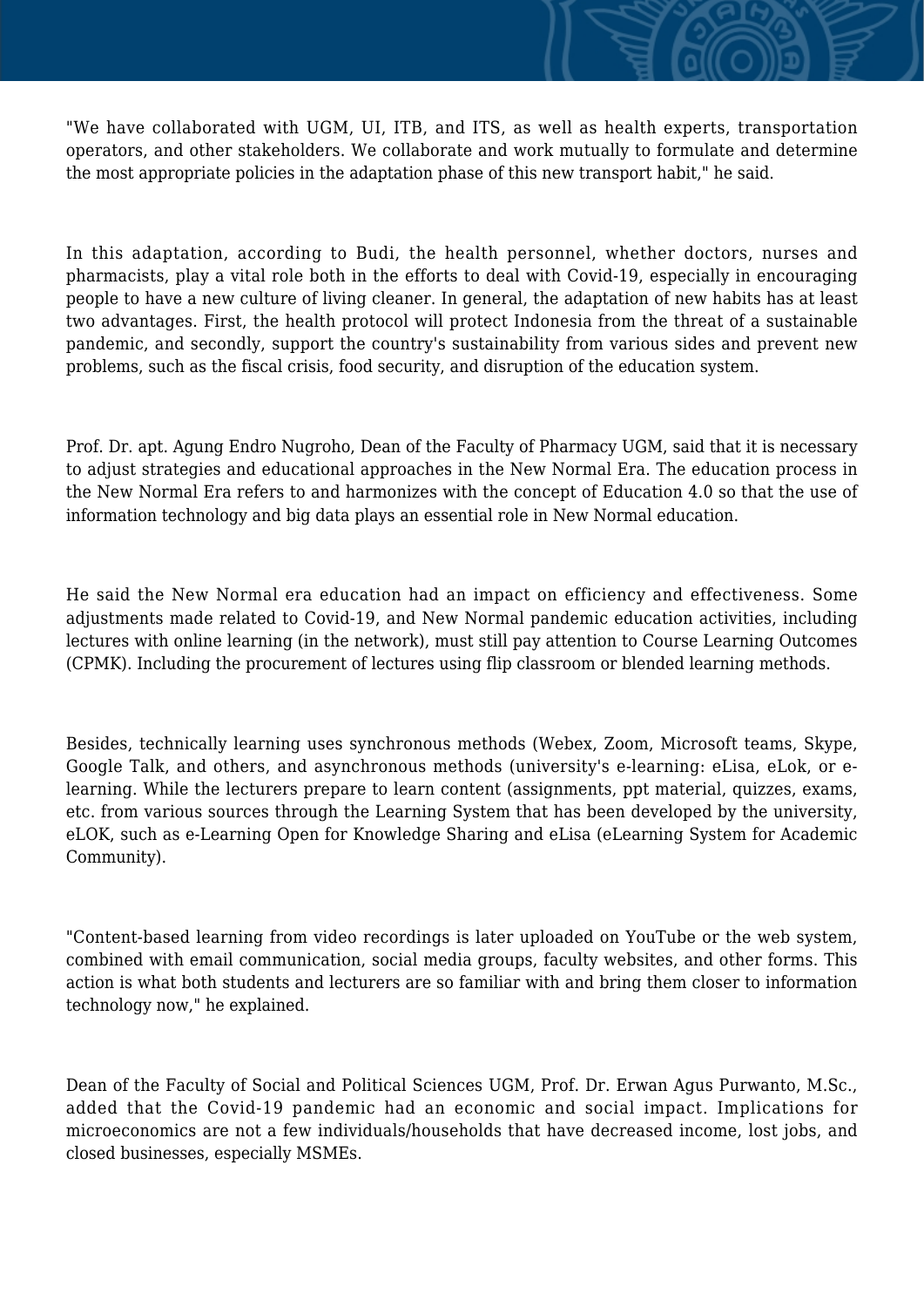"We have collaborated with UGM, UI, ITB, and ITS, as well as health experts, transportation operators, and other stakeholders. We collaborate and work mutually to formulate and determine the most appropriate policies in the adaptation phase of this new transport habit," he said.

In this adaptation, according to Budi, the health personnel, whether doctors, nurses and pharmacists, play a vital role both in the efforts to deal with Covid-19, especially in encouraging people to have a new culture of living cleaner. In general, the adaptation of new habits has at least two advantages. First, the health protocol will protect Indonesia from the threat of a sustainable pandemic, and secondly, support the country's sustainability from various sides and prevent new problems, such as the fiscal crisis, food security, and disruption of the education system.

Prof. Dr. apt. Agung Endro Nugroho, Dean of the Faculty of Pharmacy UGM, said that it is necessary to adjust strategies and educational approaches in the New Normal Era. The education process in the New Normal Era refers to and harmonizes with the concept of Education 4.0 so that the use of information technology and big data plays an essential role in New Normal education.

He said the New Normal era education had an impact on efficiency and effectiveness. Some adjustments made related to Covid-19, and New Normal pandemic education activities, including lectures with online learning (in the network), must still pay attention to Course Learning Outcomes (CPMK). Including the procurement of lectures using flip classroom or blended learning methods.

Besides, technically learning uses synchronous methods (Webex, Zoom, Microsoft teams, Skype, Google Talk, and others, and asynchronous methods (university's e-learning: eLisa, eLok, or e-learning. While the lecturers prepare to learn content (assignments, ppt material, quizzes, exams, etc. from various sources through the Learning System that has been developed by the university, eLOK, such as e-Learning Open for Knowledge Sharing and eLisa (eLearning System for Academic Community).

"Content-based learning from video recordings is later uploaded on YouTube or the web system, combined with email communication, social media groups, faculty websites, and other forms. This action is what both students and lecturers are so familiar with and bring them closer to information technology now," he explained.

Dean of the Faculty of Social and Political Sciences UGM, Prof. Dr. Erwan Agus Purwanto, M.Sc., added that the Covid-19 pandemic had an economic and social impact. Implications for microeconomics are not a few individuals/households that have decreased income, lost jobs, and closed businesses, especially MSMEs.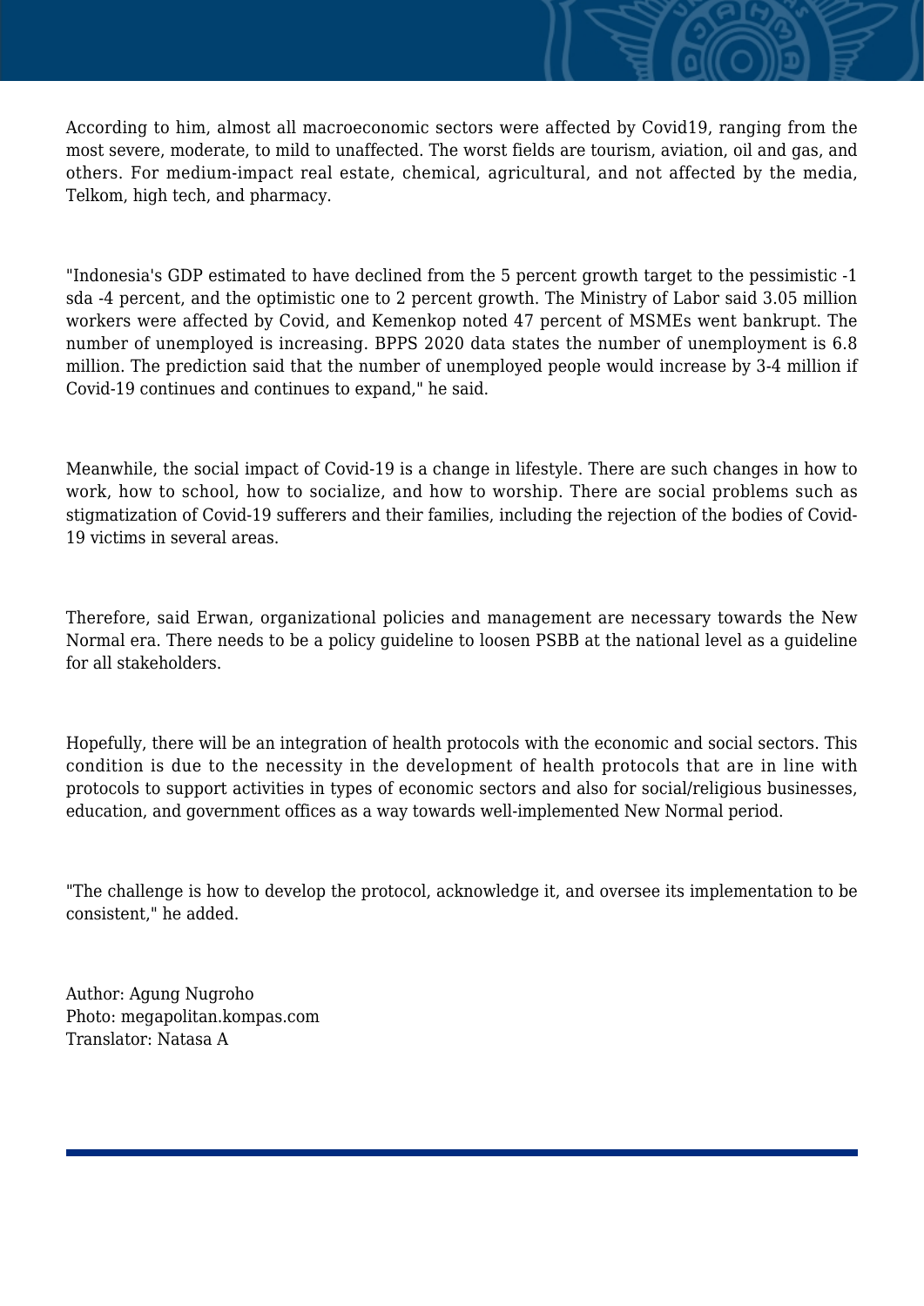According to him, almost all macroeconomic sectors were affected by Covid19, ranging from the most severe, moderate, to mild to unaffected. The worst fields are tourism, aviation, oil and gas, and others. For medium-impact real estate, chemical, agricultural, and not affected by the media, Telkom, high tech, and pharmacy.

"Indonesia's GDP estimated to have declined from the 5 percent growth target to the pessimistic -1 sda -4 percent, and the optimistic one to 2 percent growth. The Ministry of Labor said 3.05 million workers were affected by Covid, and Kemenkop noted 47 percent of MSMEs went bankrupt. The number of unemployed is increasing. BPPS 2020 data states the number of unemployment is 6.8 million. The prediction said that the number of unemployed people would increase by 3-4 million if Covid-19 continues and continues to expand," he said.

Meanwhile, the social impact of Covid-19 is a change in lifestyle. There are such changes in how to work, how to school, how to socialize, and how to worship. There are social problems such as stigmatization of Covid-19 sufferers and their families, including the rejection of the bodies of Covid-19 victims in several areas.

Therefore, said Erwan, organizational policies and management are necessary towards the New Normal era. There needs to be a policy guideline to loosen PSBB at the national level as a guideline for all stakeholders.

Hopefully, there will be an integration of health protocols with the economic and social sectors. This condition is due to the necessity in the development of health protocols that are in line with protocols to support activities in types of economic sectors and also for social/religious businesses, education, and government offices as a way towards well-implemented New Normal period.

"The challenge is how to develop the protocol, acknowledge it, and oversee its implementation to be consistent," he added.

Author: Agung Nugroho
Photo: megapolitan.kompas.com
Translator: Natasa A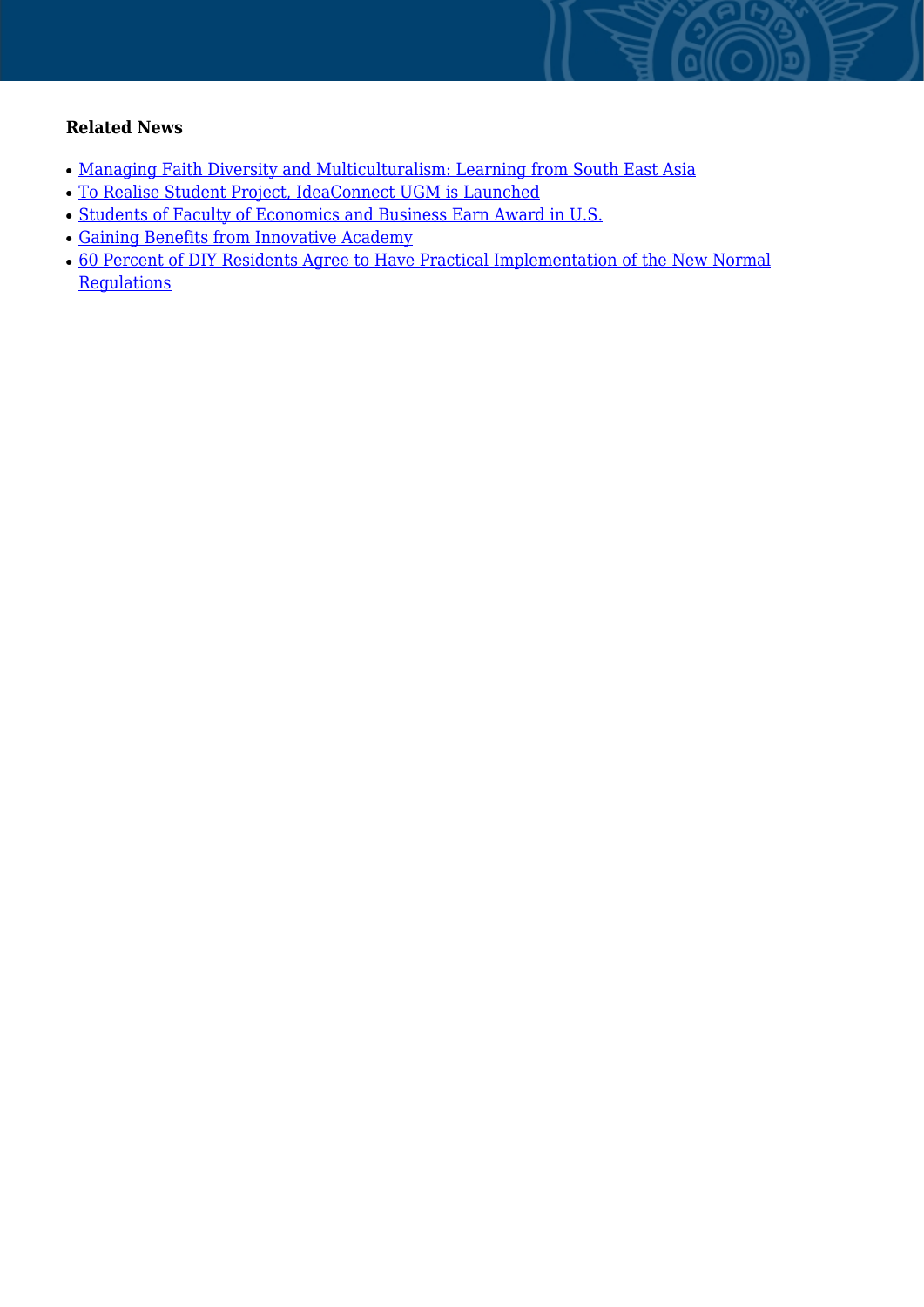### Related News

- Managing Faith Diversity and Multiculturalism: Learning from South East Asia
- To Realise Student Project, IdeaConnect UGM is Launched
- Students of Faculty of Economics and Business Earn Award in U.S.
- Gaining Benefits from Innovative Academy
- 60 Percent of DIY Residents Agree to Have Practical Implementation of the New Normal Regulations